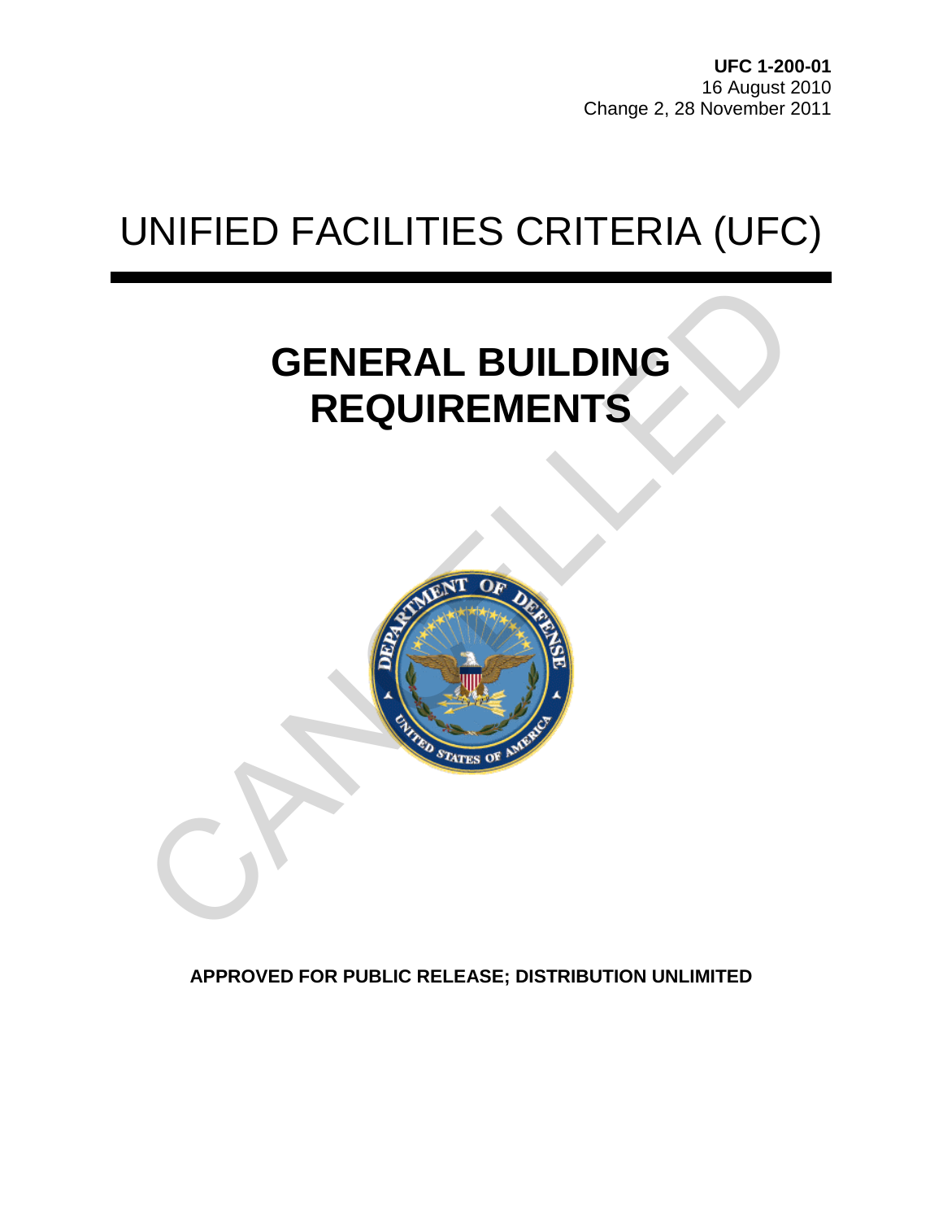**UFC 1-200-01**
16 August 2010
Change 2, 28 November 2011

# UNIFIED FACILITIES CRITERIA (UFC)

# GENERAL BUILDING REQUIREMENTS

CANCELLED

**APPROVED FOR PUBLIC RELEASE; DISTRIBUTION UNLIMITED**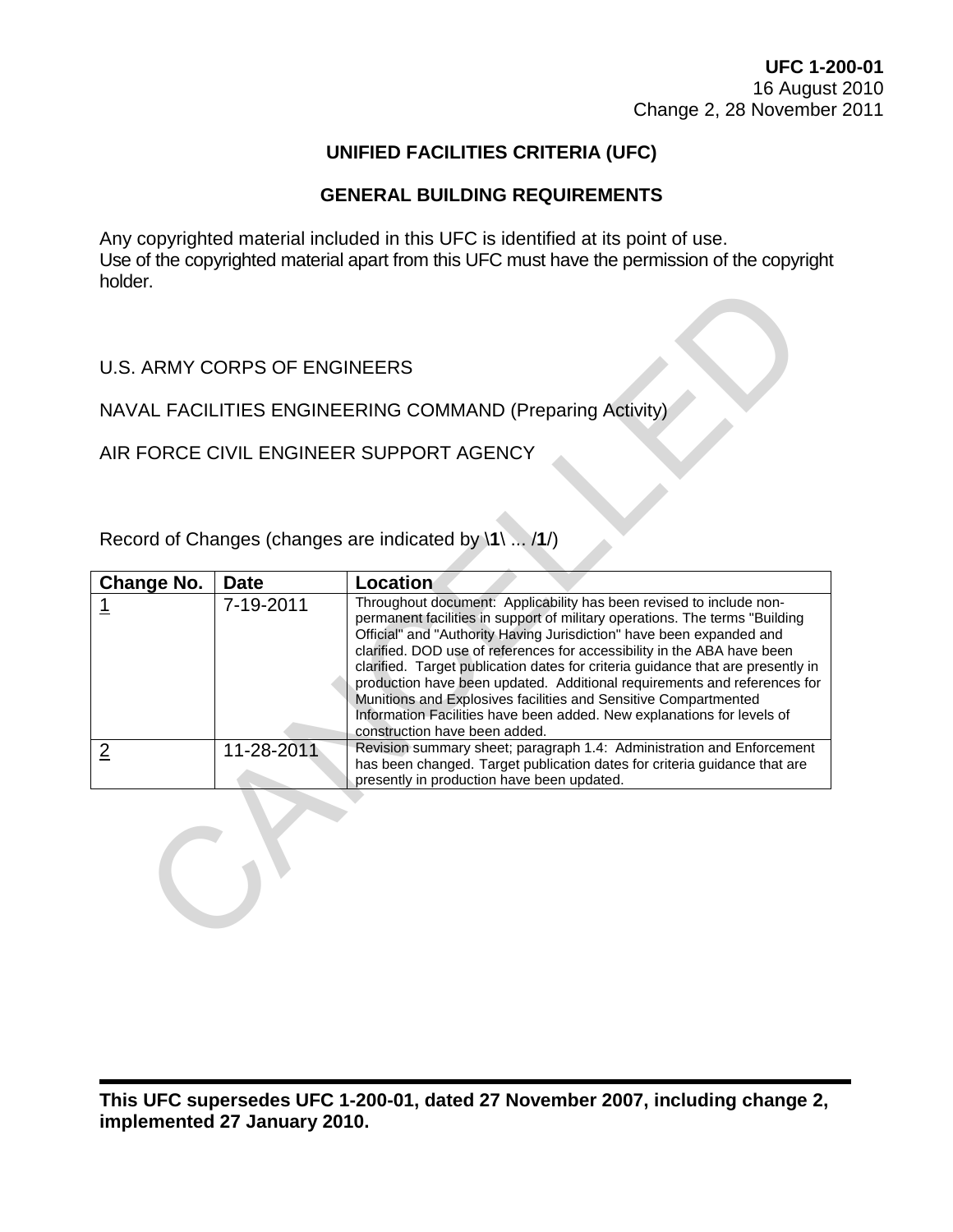**UFC 1-200-01**
16 August 2010
Change 2, 28 November 2011

# UNIFIED FACILITIES CRITERIA (UFC)

## GENERAL BUILDING REQUIREMENTS

Any copyrighted material included in this UFC is identified at its point of use. Use of the copyrighted material apart from this UFC must have the permission of the copyright holder.

U.S. ARMY CORPS OF ENGINEERS

NAVAL FACILITIES ENGINEERING COMMAND (Preparing Activity)

AIR FORCE CIVIL ENGINEER SUPPORT AGENCY

Record of Changes (changes are indicated by **\1\** ... **/1/**)

| Change No. | Date | Location |
|---|---|---|
| 1 | 7-19-2011 | Throughout document: Applicability has been revised to include non-permanent facilities in support of military operations. The terms "Building Official" and "Authority Having Jurisdiction" have been expanded and clarified. DOD use of references for accessibility in the ABA have been clarified. Target publication dates for criteria guidance that are presently in production have been updated. Additional requirements and references for Munitions and Explosives facilities and Sensitive Compartmented Information Facilities have been added. New explanations for levels of construction have been added. |
| 2 | 11-28-2011 | Revision summary sheet; paragraph 1.4: Administration and Enforcement has been changed. Target publication dates for criteria guidance that are presently in production have been updated. |

**This UFC supersedes UFC 1-200-01, dated 27 November 2007, including change 2, implemented 27 January 2010.**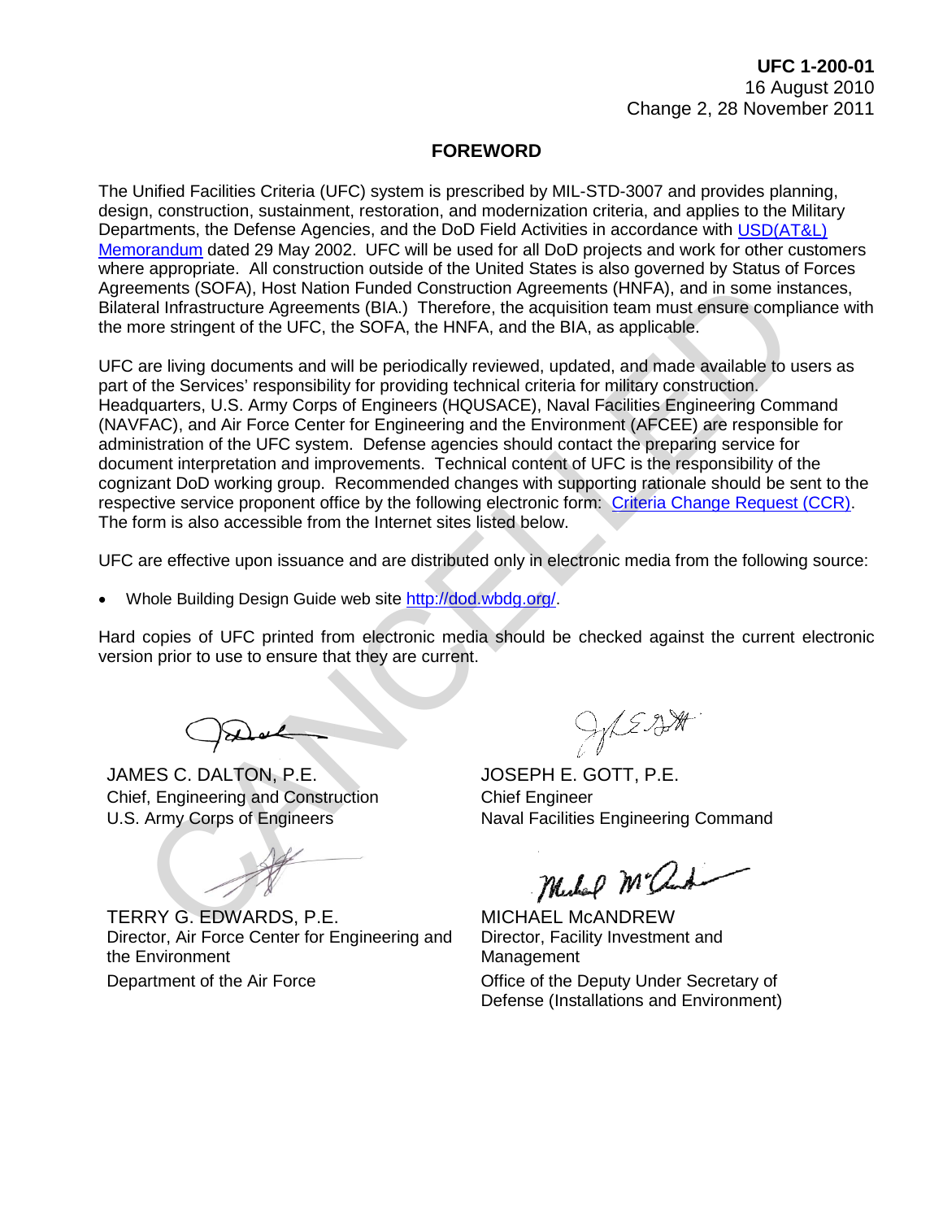**UFC 1-200-01**
16 August 2010
Change 2, 28 November 2011

## FOREWORD

The Unified Facilities Criteria (UFC) system is prescribed by MIL-STD-3007 and provides planning, design, construction, sustainment, restoration, and modernization criteria, and applies to the Military Departments, the Defense Agencies, and the DoD Field Activities in accordance with USD(AT&L) Memorandum dated 29 May 2002. UFC will be used for all DoD projects and work for other customers where appropriate. All construction outside of the United States is also governed by Status of Forces Agreements (SOFA), Host Nation Funded Construction Agreements (HNFA), and in some instances, Bilateral Infrastructure Agreements (BIA.) Therefore, the acquisition team must ensure compliance with the more stringent of the UFC, the SOFA, the HNFA, and the BIA, as applicable.

UFC are living documents and will be periodically reviewed, updated, and made available to users as part of the Services' responsibility for providing technical criteria for military construction. Headquarters, U.S. Army Corps of Engineers (HQUSACE), Naval Facilities Engineering Command (NAVFAC), and Air Force Center for Engineering and the Environment (AFCEE) are responsible for administration of the UFC system. Defense agencies should contact the preparing service for document interpretation and improvements. Technical content of UFC is the responsibility of the cognizant DoD working group. Recommended changes with supporting rationale should be sent to the respective service proponent office by the following electronic form: Criteria Change Request (CCR). The form is also accessible from the Internet sites listed below.

UFC are effective upon issuance and are distributed only in electronic media from the following source:

- Whole Building Design Guide web site http://dod.wbdg.org/.

Hard copies of UFC printed from electronic media should be checked against the current electronic version prior to use to ensure that they are current.

JAMES C. DALTON, P.E.
Chief, Engineering and Construction
U.S. Army Corps of Engineers

JOSEPH E. GOTT, P.E.
Chief Engineer
Naval Facilities Engineering Command

TERRY G. EDWARDS, P.E.
Director, Air Force Center for Engineering and the Environment
Department of the Air Force

MICHAEL McANDREW
Director, Facility Investment and Management
Office of the Deputy Under Secretary of Defense (Installations and Environment)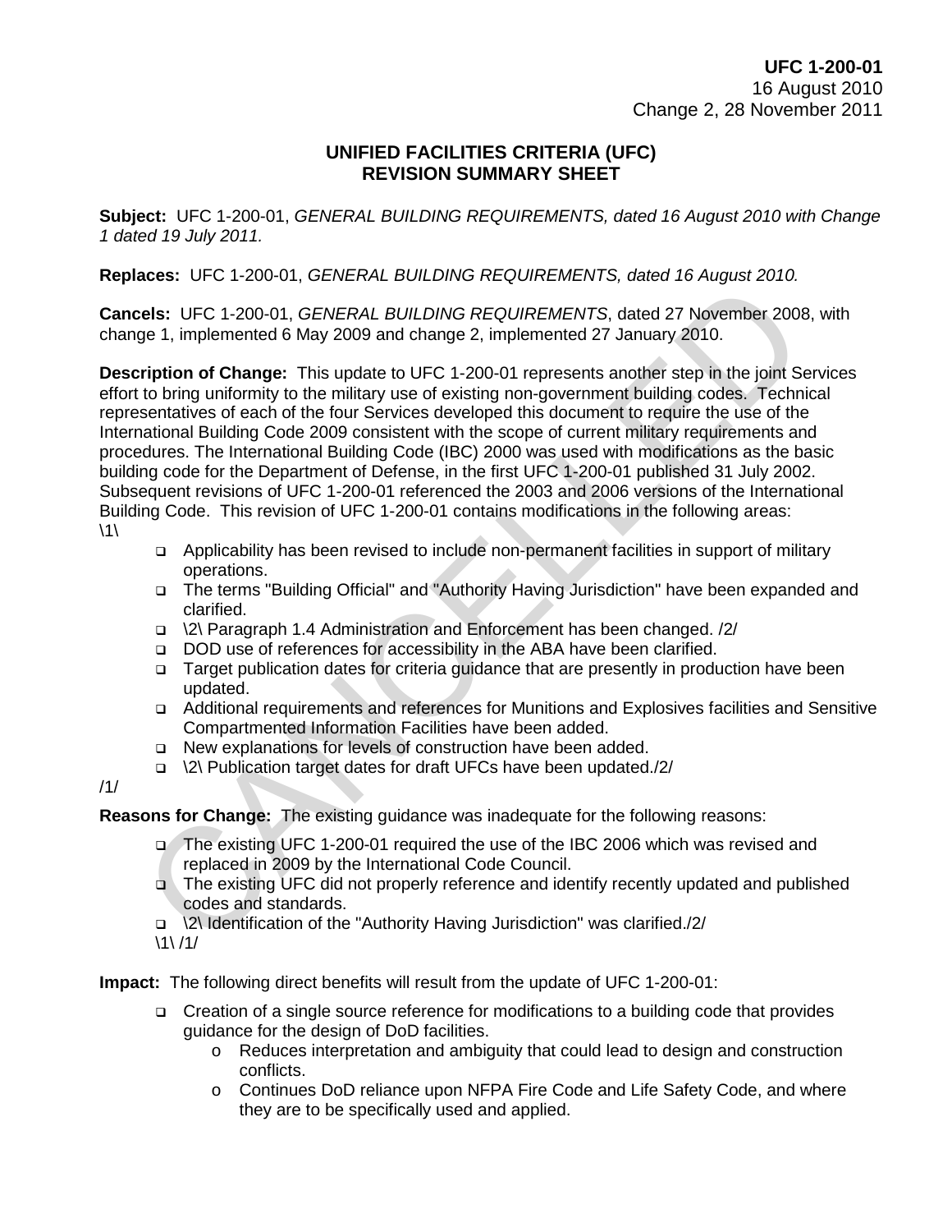**UFC 1-200-01**
16 August 2010
Change 2, 28 November 2011

## UNIFIED FACILITIES CRITERIA (UFC)
## REVISION SUMMARY SHEET

**Subject:** UFC 1-200-01, *GENERAL BUILDING REQUIREMENTS, dated 16 August 2010 with Change 1 dated 19 July 2011.*

**Replaces:** UFC 1-200-01, *GENERAL BUILDING REQUIREMENTS, dated 16 August 2010.*

**Cancels:** UFC 1-200-01, *GENERAL BUILDING REQUIREMENTS*, dated 27 November 2008, with change 1, implemented 6 May 2009 and change 2, implemented 27 January 2010.

**Description of Change:** This update to UFC 1-200-01 represents another step in the joint Services effort to bring uniformity to the military use of existing non-government building codes. Technical representatives of each of the four Services developed this document to require the use of the International Building Code 2009 consistent with the scope of current military requirements and procedures. The International Building Code (IBC) 2000 was used with modifications as the basic building code for the Department of Defense, in the first UFC 1-200-01 published 31 July 2002. Subsequent revisions of UFC 1-200-01 referenced the 2003 and 2006 versions of the International Building Code. This revision of UFC 1-200-01 contains modifications in the following areas:
\1\

- Applicability has been revised to include non-permanent facilities in support of military operations.
- The terms "Building Official" and "Authority Having Jurisdiction" have been expanded and clarified.
- \2\ Paragraph 1.4 Administration and Enforcement has been changed. /2/
- DOD use of references for accessibility in the ABA have been clarified.
- Target publication dates for criteria guidance that are presently in production have been updated.
- Additional requirements and references for Munitions and Explosives facilities and Sensitive Compartmented Information Facilities have been added.
- New explanations for levels of construction have been added.
- \2\ Publication target dates for draft UFCs have been updated./2/

/1/

**Reasons for Change:** The existing guidance was inadequate for the following reasons:

- The existing UFC 1-200-01 required the use of the IBC 2006 which was revised and replaced in 2009 by the International Code Council.
- The existing UFC did not properly reference and identify recently updated and published codes and standards.
- \2\ Identification of the "Authority Having Jurisdiction" was clarified./2/

\1\ /1/

**Impact:** The following direct benefits will result from the update of UFC 1-200-01:

- Creation of a single source reference for modifications to a building code that provides guidance for the design of DoD facilities.
  - Reduces interpretation and ambiguity that could lead to design and construction conflicts.
  - Continues DoD reliance upon NFPA Fire Code and Life Safety Code, and where they are to be specifically used and applied.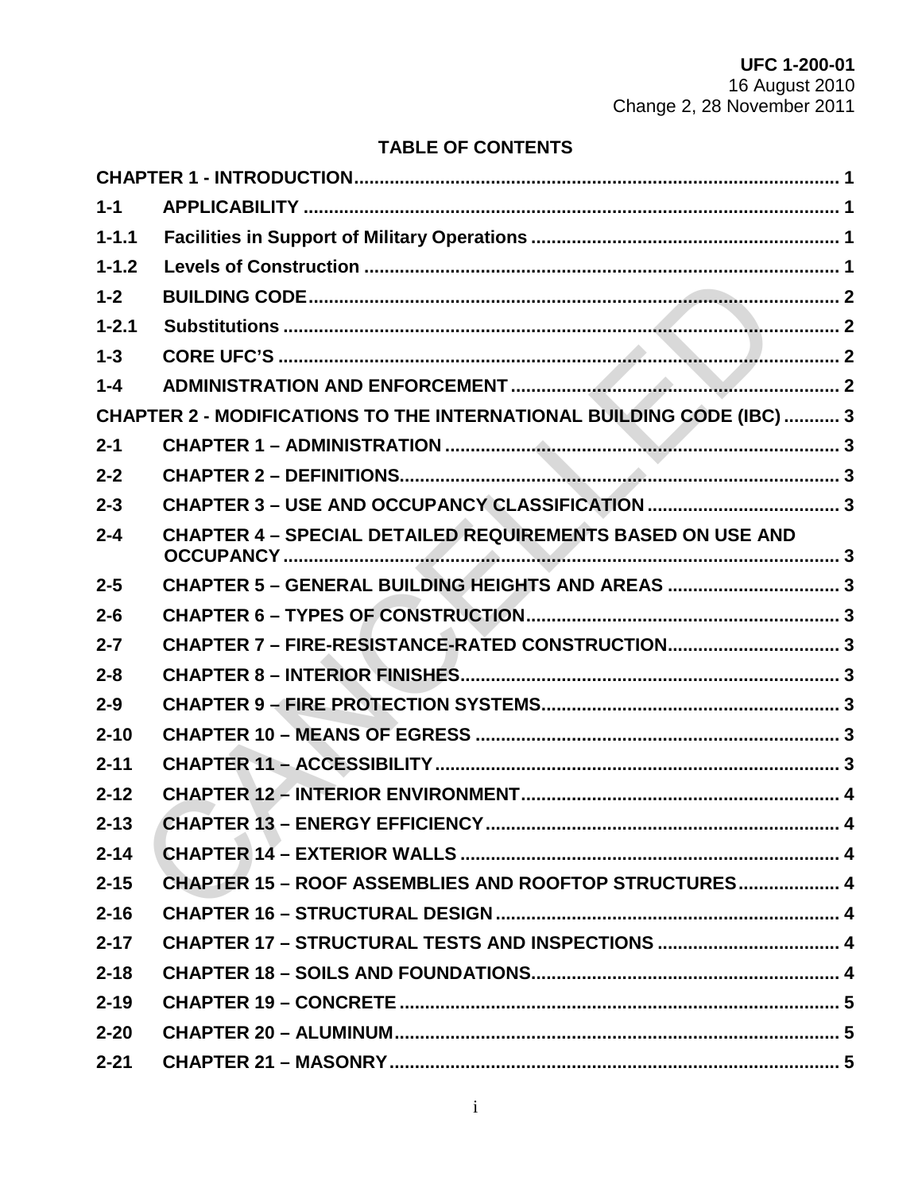## TABLE OF CONTENTS

| | | |
|---|---|---|
| **CHAPTER 1 - INTRODUCTION** | | **1** |
| **1-1** | **APPLICABILITY** | **1** |
| **1-1.1** | **Facilities in Support of Military Operations** | **1** |
| **1-1.2** | **Levels of Construction** | **1** |
| **1-2** | **BUILDING CODE** | **2** |
| **1-2.1** | **Substitutions** | **2** |
| **1-3** | **CORE UFC'S** | **2** |
| **1-4** | **ADMINISTRATION AND ENFORCEMENT** | **2** |
| **CHAPTER 2 - MODIFICATIONS TO THE INTERNATIONAL BUILDING CODE (IBC)** | | **3** |
| **2-1** | **CHAPTER 1 – ADMINISTRATION** | **3** |
| **2-2** | **CHAPTER 2 – DEFINITIONS** | **3** |
| **2-3** | **CHAPTER 3 – USE AND OCCUPANCY CLASSIFICATION** | **3** |
| **2-4** | **CHAPTER 4 – SPECIAL DETAILED REQUIREMENTS BASED ON USE AND OCCUPANCY** | **3** |
| **2-5** | **CHAPTER 5 – GENERAL BUILDING HEIGHTS AND AREAS** | **3** |
| **2-6** | **CHAPTER 6 – TYPES OF CONSTRUCTION** | **3** |
| **2-7** | **CHAPTER 7 – FIRE-RESISTANCE-RATED CONSTRUCTION** | **3** |
| **2-8** | **CHAPTER 8 – INTERIOR FINISHES** | **3** |
| **2-9** | **CHAPTER 9 – FIRE PROTECTION SYSTEMS** | **3** |
| **2-10** | **CHAPTER 10 – MEANS OF EGRESS** | **3** |
| **2-11** | **CHAPTER 11 – ACCESSIBILITY** | **3** |
| **2-12** | **CHAPTER 12 – INTERIOR ENVIRONMENT** | **4** |
| **2-13** | **CHAPTER 13 – ENERGY EFFICIENCY** | **4** |
| **2-14** | **CHAPTER 14 – EXTERIOR WALLS** | **4** |
| **2-15** | **CHAPTER 15 – ROOF ASSEMBLIES AND ROOFTOP STRUCTURES** | **4** |
| **2-16** | **CHAPTER 16 – STRUCTURAL DESIGN** | **4** |
| **2-17** | **CHAPTER 17 – STRUCTURAL TESTS AND INSPECTIONS** | **4** |
| **2-18** | **CHAPTER 18 – SOILS AND FOUNDATIONS** | **4** |
| **2-19** | **CHAPTER 19 – CONCRETE** | **5** |
| **2-20** | **CHAPTER 20 – ALUMINUM** | **5** |
| **2-21** | **CHAPTER 21 – MASONRY** | **5** |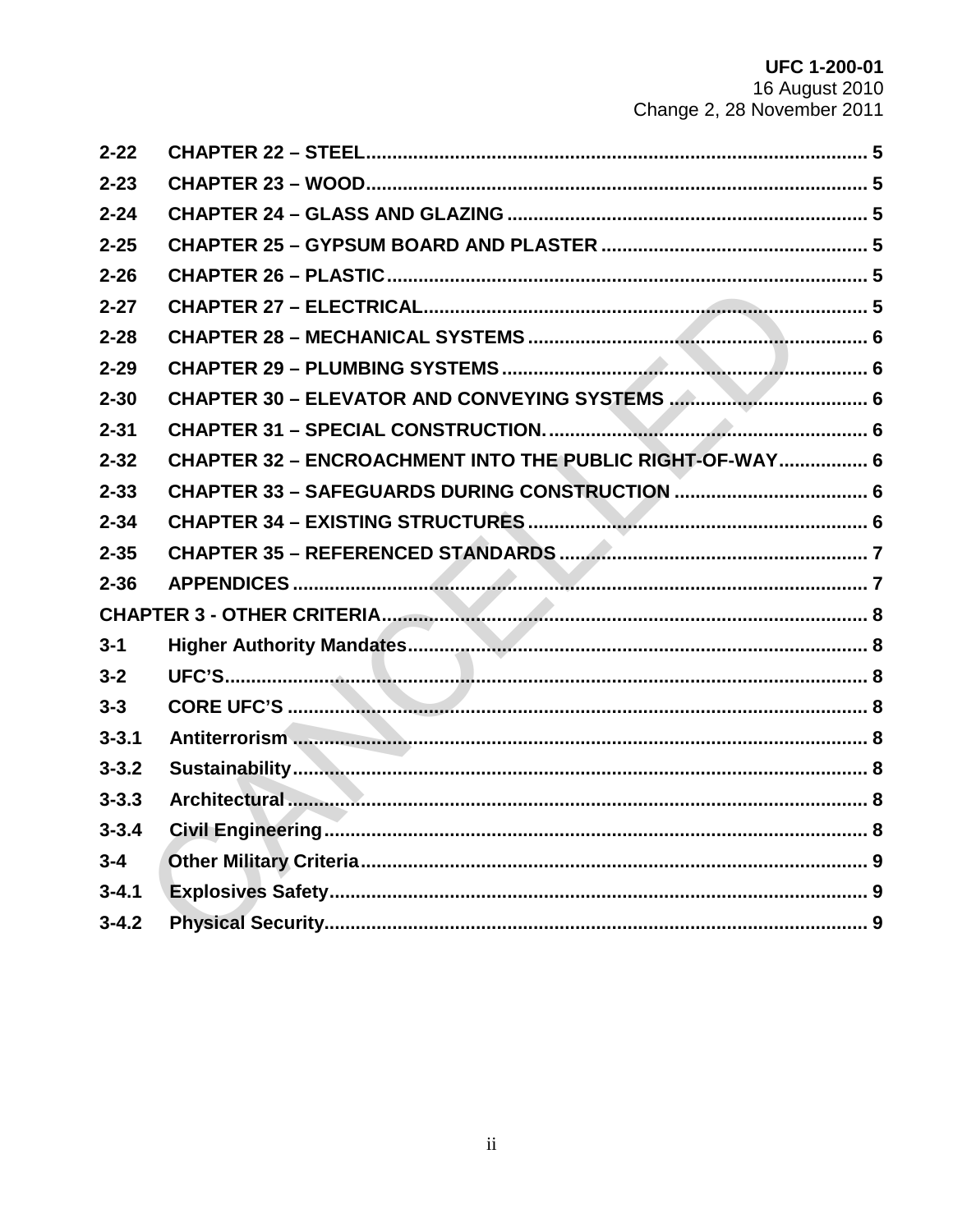2-22 CHAPTER 22 – STEEL ........ 5
2-23 CHAPTER 23 – WOOD ........ 5
2-24 CHAPTER 24 – GLASS AND GLAZING ........ 5
2-25 CHAPTER 25 – GYPSUM BOARD AND PLASTER ........ 5
2-26 CHAPTER 26 – PLASTIC ........ 5
2-27 CHAPTER 27 – ELECTRICAL ........ 5
2-28 CHAPTER 28 – MECHANICAL SYSTEMS ........ 6
2-29 CHAPTER 29 – PLUMBING SYSTEMS ........ 6
2-30 CHAPTER 30 – ELEVATOR AND CONVEYING SYSTEMS ........ 6
2-31 CHAPTER 31 – SPECIAL CONSTRUCTION. ........ 6
2-32 CHAPTER 32 – ENCROACHMENT INTO THE PUBLIC RIGHT-OF-WAY ........ 6
2-33 CHAPTER 33 – SAFEGUARDS DURING CONSTRUCTION ........ 6
2-34 CHAPTER 34 – EXISTING STRUCTURES ........ 6
2-35 CHAPTER 35 – REFERENCED STANDARDS ........ 7
2-36 APPENDICES ........ 7
CHAPTER 3 - OTHER CRITERIA ........ 8
3-1 Higher Authority Mandates ........ 8
3-2 UFC'S ........ 8
3-3 CORE UFC'S ........ 8
3-3.1 Antiterrorism ........ 8
3-3.2 Sustainability ........ 8
3-3.3 Architectural ........ 8
3-3.4 Civil Engineering ........ 8
3-4 Other Military Criteria ........ 9
3-4.1 Explosives Safety ........ 9
3-4.2 Physical Security ........ 9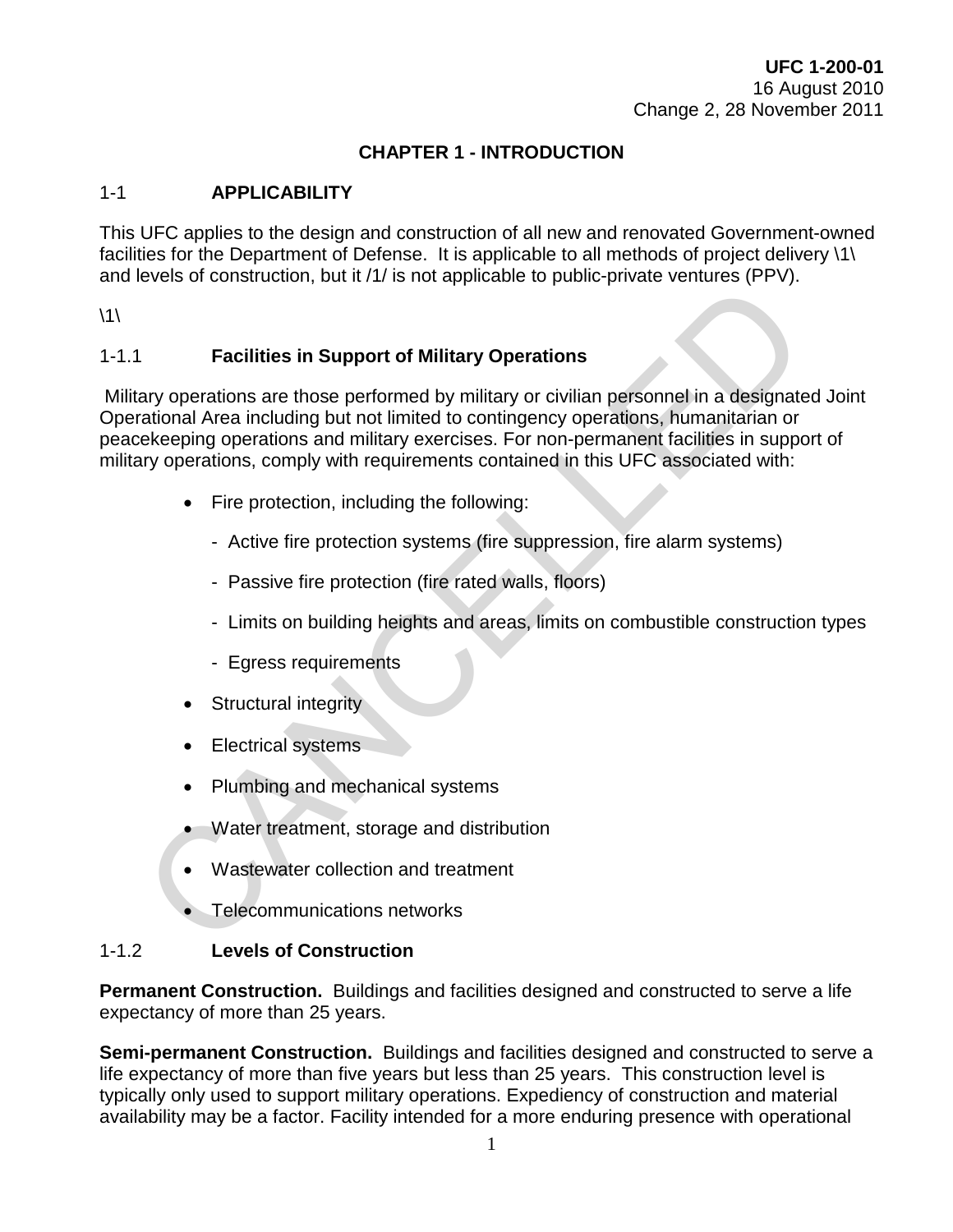# CHAPTER 1 - INTRODUCTION

## 1-1 APPLICABILITY

This UFC applies to the design and construction of all new and renovated Government-owned facilities for the Department of Defense. It is applicable to all methods of project delivery \1\ and levels of construction, but it /1/ is not applicable to public-private ventures (PPV).

\1\

### 1-1.1 Facilities in Support of Military Operations

Military operations are those performed by military or civilian personnel in a designated Joint Operational Area including but not limited to contingency operations, humanitarian or peacekeeping operations and military exercises. For non-permanent facilities in support of military operations, comply with requirements contained in this UFC associated with:

- Fire protection, including the following:
  - Active fire protection systems (fire suppression, fire alarm systems)
  - Passive fire protection (fire rated walls, floors)
  - Limits on building heights and areas, limits on combustible construction types
  - Egress requirements
- Structural integrity
- Electrical systems
- Plumbing and mechanical systems
- Water treatment, storage and distribution
- Wastewater collection and treatment
- Telecommunications networks

### 1-1.2 Levels of Construction

**Permanent Construction.** Buildings and facilities designed and constructed to serve a life expectancy of more than 25 years.

**Semi-permanent Construction.** Buildings and facilities designed and constructed to serve a life expectancy of more than five years but less than 25 years. This construction level is typically only used to support military operations. Expediency of construction and material availability may be a factor. Facility intended for a more enduring presence with operational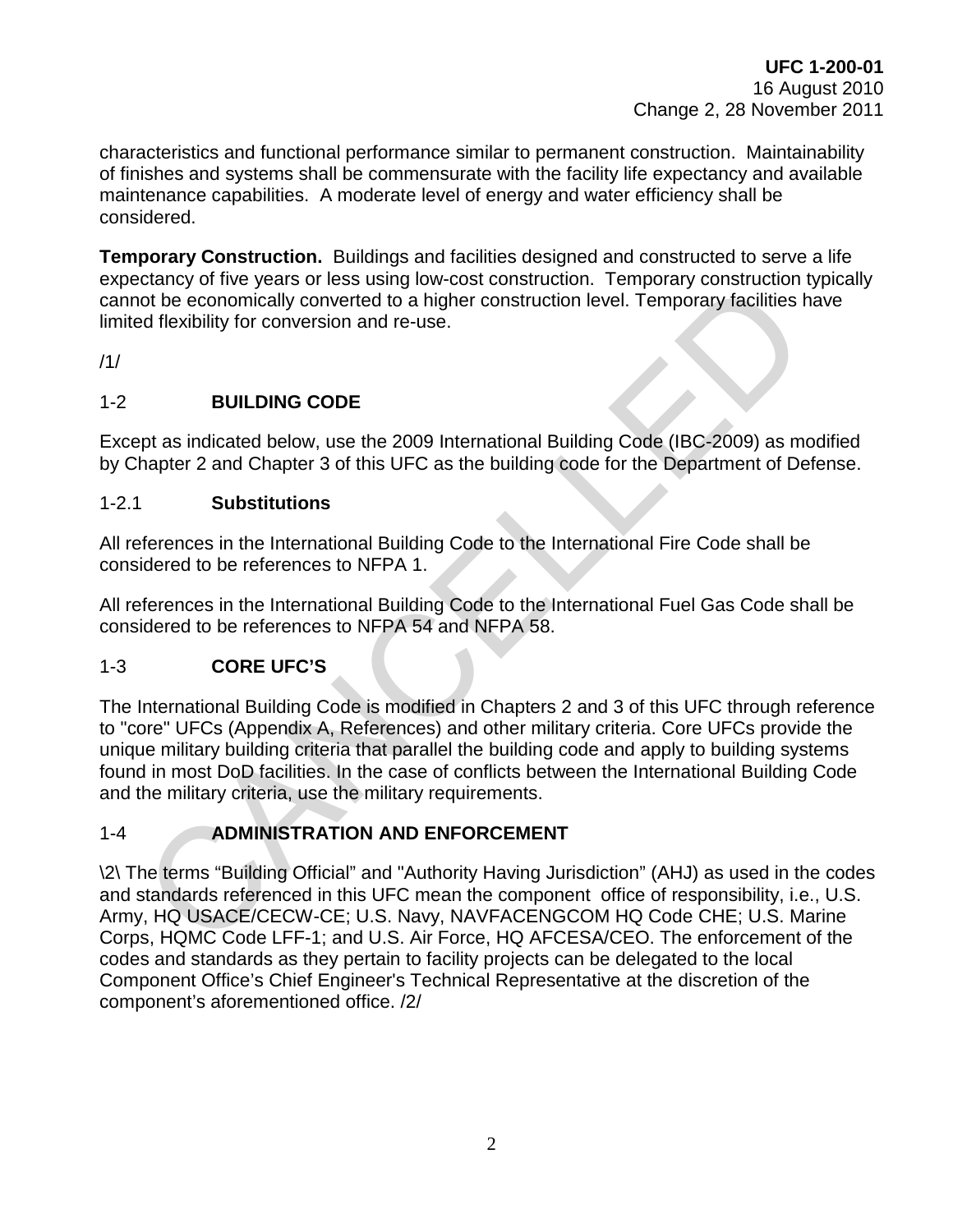characteristics and functional performance similar to permanent construction. Maintainability of finishes and systems shall be commensurate with the facility life expectancy and available maintenance capabilities. A moderate level of energy and water efficiency shall be considered.

**Temporary Construction.** Buildings and facilities designed and constructed to serve a life expectancy of five years or less using low-cost construction. Temporary construction typically cannot be economically converted to a higher construction level. Temporary facilities have limited flexibility for conversion and re-use.

/1/

## 1-2 BUILDING CODE

Except as indicated below, use the 2009 International Building Code (IBC-2009) as modified by Chapter 2 and Chapter 3 of this UFC as the building code for the Department of Defense.

### 1-2.1 Substitutions

All references in the International Building Code to the International Fire Code shall be considered to be references to NFPA 1.

All references in the International Building Code to the International Fuel Gas Code shall be considered to be references to NFPA 54 and NFPA 58.

## 1-3 CORE UFC'S

The International Building Code is modified in Chapters 2 and 3 of this UFC through reference to "core" UFCs (Appendix A, References) and other military criteria. Core UFCs provide the unique military building criteria that parallel the building code and apply to building systems found in most DoD facilities. In the case of conflicts between the International Building Code and the military criteria, use the military requirements.

## 1-4 ADMINISTRATION AND ENFORCEMENT

\2\ The terms "Building Official" and "Authority Having Jurisdiction" (AHJ) as used in the codes and standards referenced in this UFC mean the component office of responsibility, i.e., U.S. Army, HQ USACE/CECW-CE; U.S. Navy, NAVFACENGCOM HQ Code CHE; U.S. Marine Corps, HQMC Code LFF-1; and U.S. Air Force, HQ AFCESA/CEO. The enforcement of the codes and standards as they pertain to facility projects can be delegated to the local Component Office's Chief Engineer's Technical Representative at the discretion of the component's aforementioned office. /2/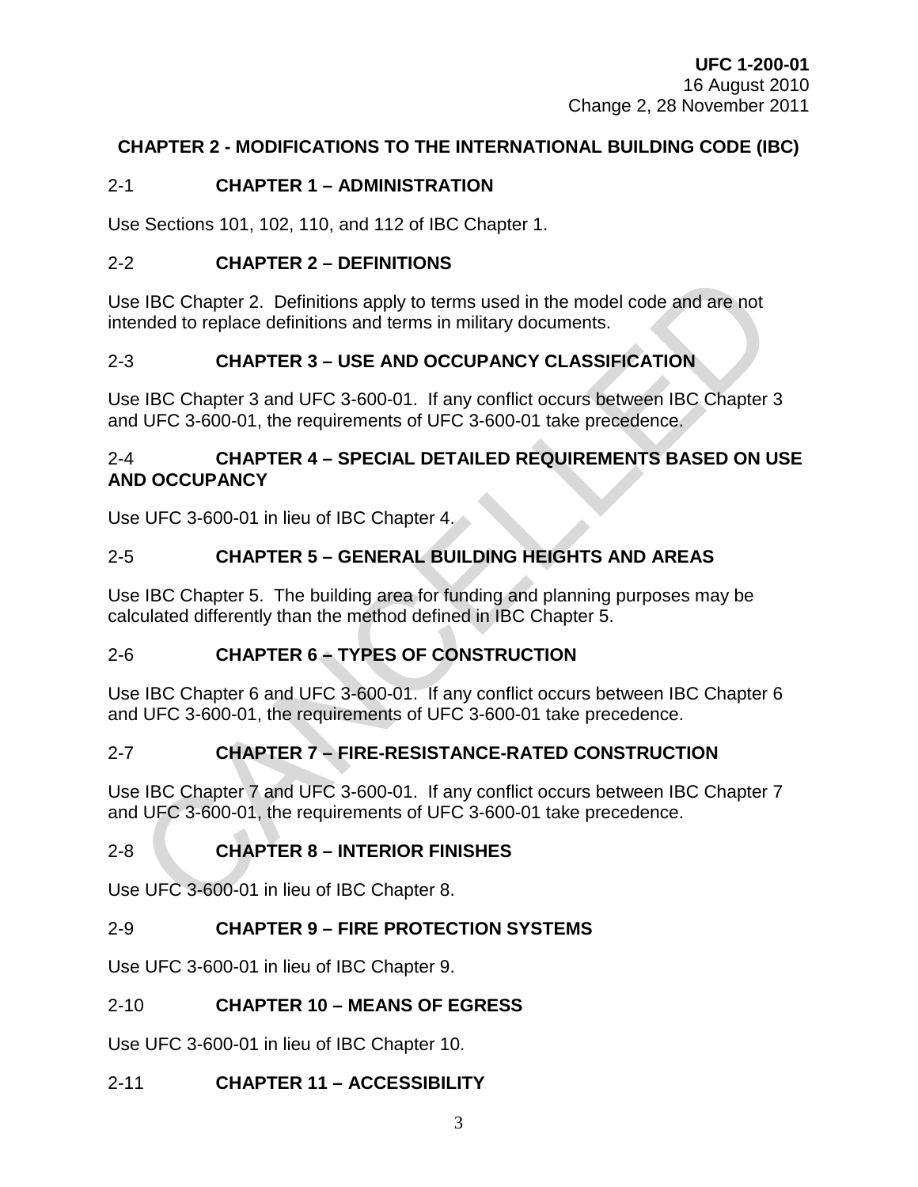## CHAPTER 2 - MODIFICATIONS TO THE INTERNATIONAL BUILDING CODE (IBC)

### 2-1 CHAPTER 1 – ADMINISTRATION

Use Sections 101, 102, 110, and 112 of IBC Chapter 1.

### 2-2 CHAPTER 2 – DEFINITIONS

Use IBC Chapter 2. Definitions apply to terms used in the model code and are not intended to replace definitions and terms in military documents.

### 2-3 CHAPTER 3 – USE AND OCCUPANCY CLASSIFICATION

Use IBC Chapter 3 and UFC 3-600-01. If any conflict occurs between IBC Chapter 3 and UFC 3-600-01, the requirements of UFC 3-600-01 take precedence.

### 2-4 CHAPTER 4 – SPECIAL DETAILED REQUIREMENTS BASED ON USE AND OCCUPANCY

Use UFC 3-600-01 in lieu of IBC Chapter 4.

### 2-5 CHAPTER 5 – GENERAL BUILDING HEIGHTS AND AREAS

Use IBC Chapter 5. The building area for funding and planning purposes may be calculated differently than the method defined in IBC Chapter 5.

### 2-6 CHAPTER 6 – TYPES OF CONSTRUCTION

Use IBC Chapter 6 and UFC 3-600-01. If any conflict occurs between IBC Chapter 6 and UFC 3-600-01, the requirements of UFC 3-600-01 take precedence.

### 2-7 CHAPTER 7 – FIRE-RESISTANCE-RATED CONSTRUCTION

Use IBC Chapter 7 and UFC 3-600-01. If any conflict occurs between IBC Chapter 7 and UFC 3-600-01, the requirements of UFC 3-600-01 take precedence.

### 2-8 CHAPTER 8 – INTERIOR FINISHES

Use UFC 3-600-01 in lieu of IBC Chapter 8.

### 2-9 CHAPTER 9 – FIRE PROTECTION SYSTEMS

Use UFC 3-600-01 in lieu of IBC Chapter 9.

### 2-10 CHAPTER 10 – MEANS OF EGRESS

Use UFC 3-600-01 in lieu of IBC Chapter 10.

### 2-11 CHAPTER 11 – ACCESSIBILITY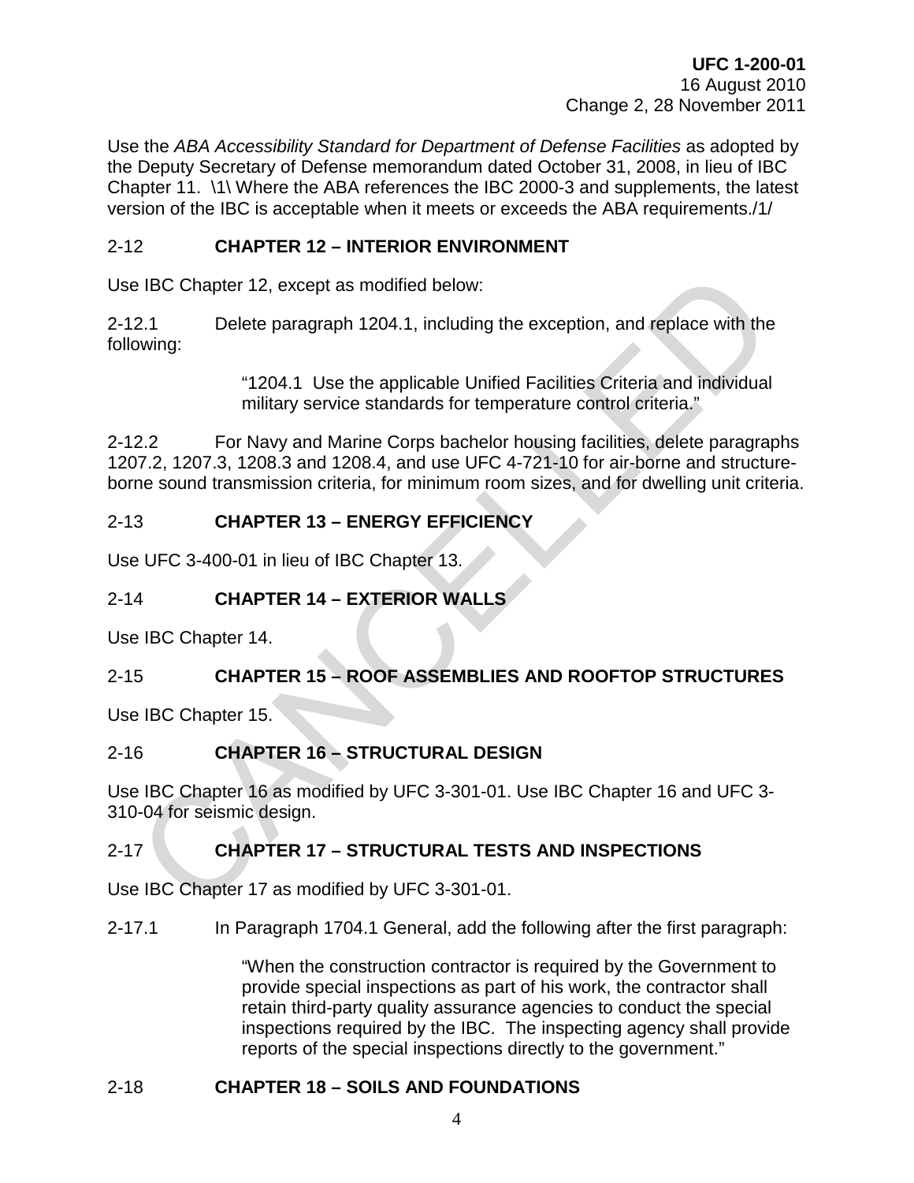Use the *ABA Accessibility Standard for Department of Defense Facilities* as adopted by the Deputy Secretary of Defense memorandum dated October 31, 2008, in lieu of IBC Chapter 11. \1\ Where the ABA references the IBC 2000-3 and supplements, the latest version of the IBC is acceptable when it meets or exceeds the ABA requirements./1/

## 2-12 CHAPTER 12 – INTERIOR ENVIRONMENT

Use IBC Chapter 12, except as modified below:

2-12.1 Delete paragraph 1204.1, including the exception, and replace with the following:

> "1204.1 Use the applicable Unified Facilities Criteria and individual military service standards for temperature control criteria."

2-12.2 For Navy and Marine Corps bachelor housing facilities, delete paragraphs 1207.2, 1207.3, 1208.3 and 1208.4, and use UFC 4-721-10 for air-borne and structure-borne sound transmission criteria, for minimum room sizes, and for dwelling unit criteria.

## 2-13 CHAPTER 13 – ENERGY EFFICIENCY

Use UFC 3-400-01 in lieu of IBC Chapter 13.

## 2-14 CHAPTER 14 – EXTERIOR WALLS

Use IBC Chapter 14.

## 2-15 CHAPTER 15 – ROOF ASSEMBLIES AND ROOFTOP STRUCTURES

Use IBC Chapter 15.

## 2-16 CHAPTER 16 – STRUCTURAL DESIGN

Use IBC Chapter 16 as modified by UFC 3-301-01. Use IBC Chapter 16 and UFC 3-310-04 for seismic design.

## 2-17 CHAPTER 17 – STRUCTURAL TESTS AND INSPECTIONS

Use IBC Chapter 17 as modified by UFC 3-301-01.

2-17.1 In Paragraph 1704.1 General, add the following after the first paragraph:

> "When the construction contractor is required by the Government to provide special inspections as part of his work, the contractor shall retain third-party quality assurance agencies to conduct the special inspections required by the IBC. The inspecting agency shall provide reports of the special inspections directly to the government."

## 2-18 CHAPTER 18 – SOILS AND FOUNDATIONS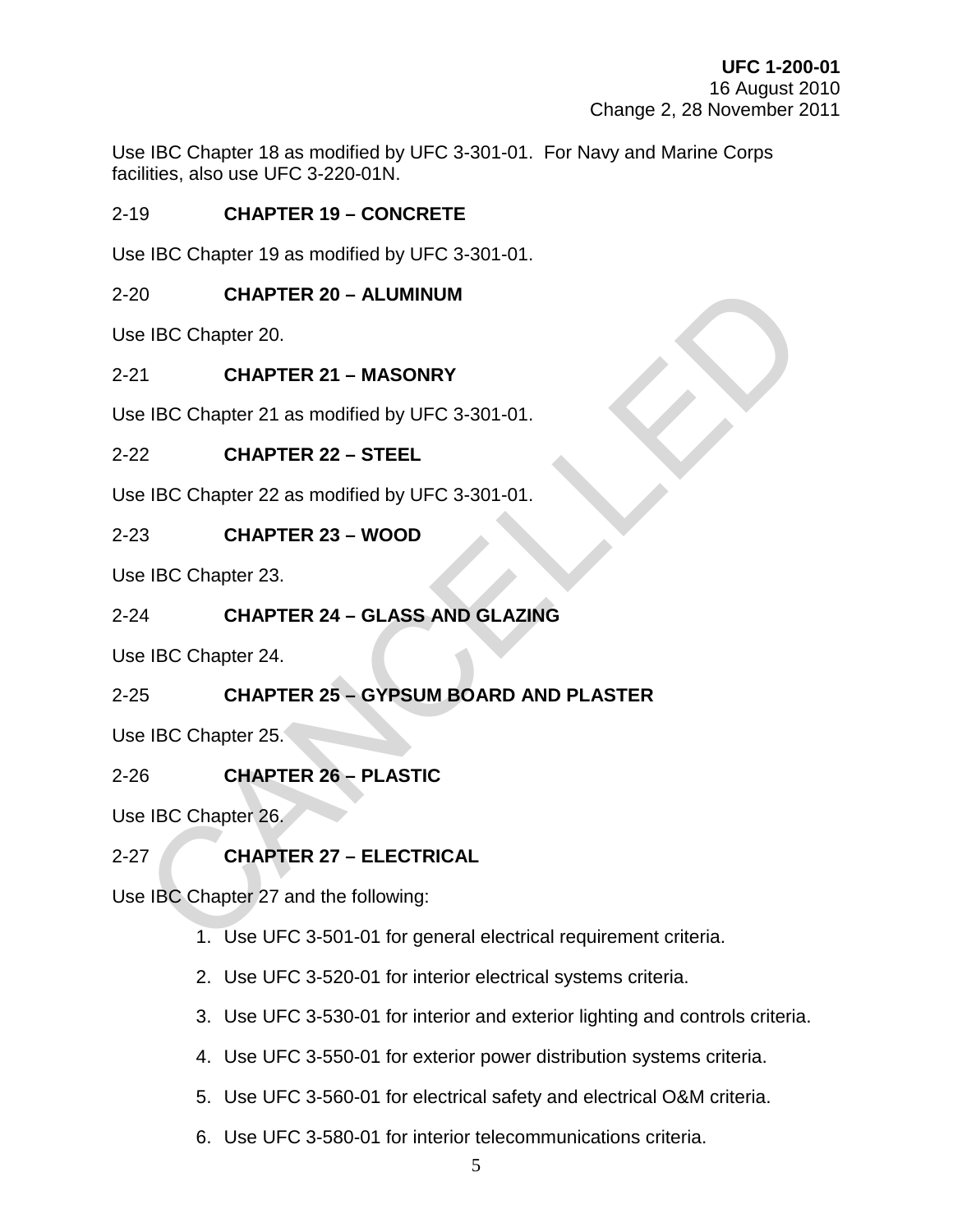Use IBC Chapter 18 as modified by UFC 3-301-01. For Navy and Marine Corps facilities, also use UFC 3-220-01N.

## 2-19 CHAPTER 19 – CONCRETE

Use IBC Chapter 19 as modified by UFC 3-301-01.

## 2-20 CHAPTER 20 – ALUMINUM

Use IBC Chapter 20.

## 2-21 CHAPTER 21 – MASONRY

Use IBC Chapter 21 as modified by UFC 3-301-01.

## 2-22 CHAPTER 22 – STEEL

Use IBC Chapter 22 as modified by UFC 3-301-01.

## 2-23 CHAPTER 23 – WOOD

Use IBC Chapter 23.

## 2-24 CHAPTER 24 – GLASS AND GLAZING

Use IBC Chapter 24.

## 2-25 CHAPTER 25 – GYPSUM BOARD AND PLASTER

Use IBC Chapter 25.

## 2-26 CHAPTER 26 – PLASTIC

Use IBC Chapter 26.

## 2-27 CHAPTER 27 – ELECTRICAL

Use IBC Chapter 27 and the following:

1. Use UFC 3-501-01 for general electrical requirement criteria.
2. Use UFC 3-520-01 for interior electrical systems criteria.
3. Use UFC 3-530-01 for interior and exterior lighting and controls criteria.
4. Use UFC 3-550-01 for exterior power distribution systems criteria.
5. Use UFC 3-560-01 for electrical safety and electrical O&M criteria.
6. Use UFC 3-580-01 for interior telecommunications criteria.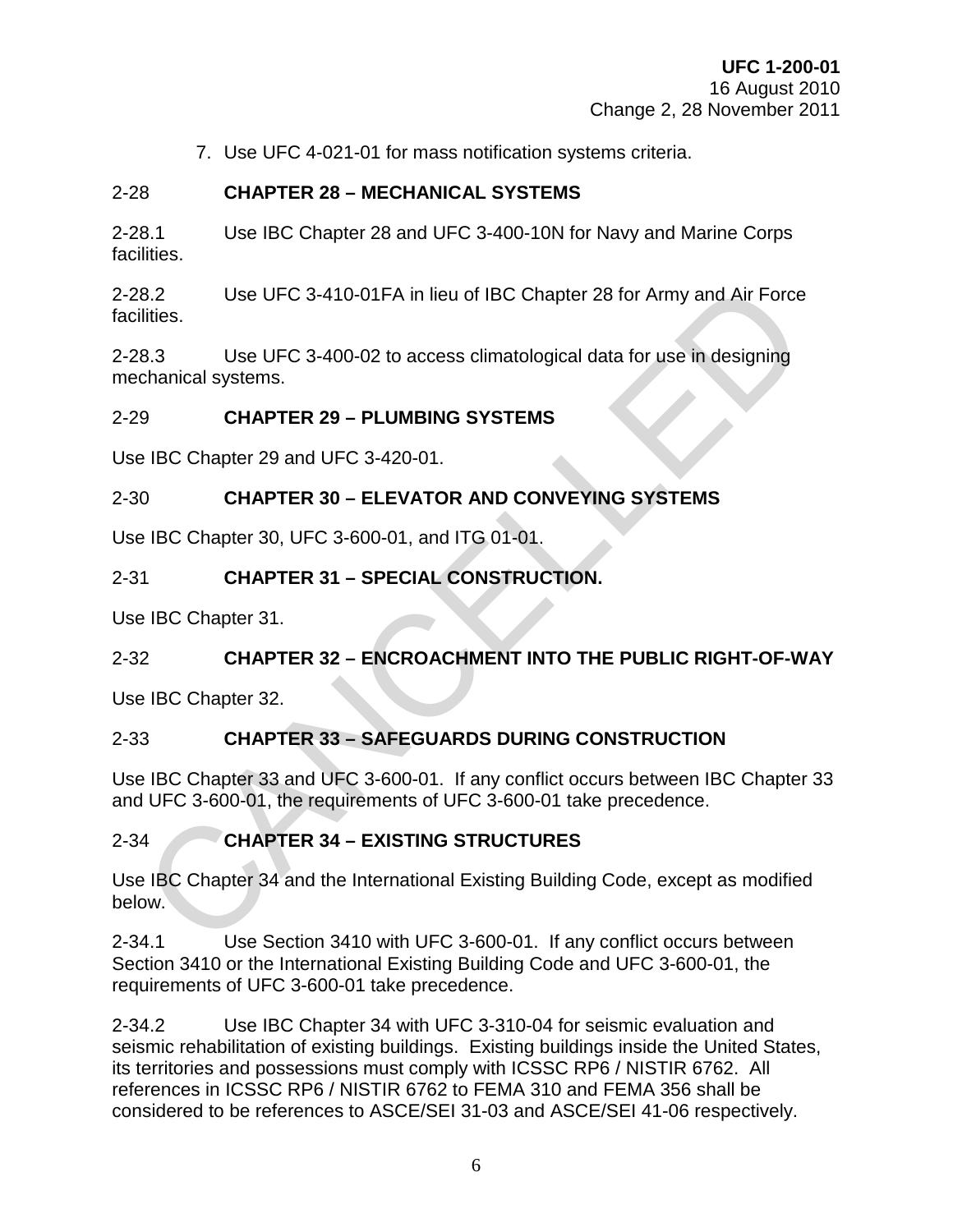7. Use UFC 4-021-01 for mass notification systems criteria.

## 2-28 CHAPTER 28 – MECHANICAL SYSTEMS

2-28.1 Use IBC Chapter 28 and UFC 3-400-10N for Navy and Marine Corps facilities.

2-28.2 Use UFC 3-410-01FA in lieu of IBC Chapter 28 for Army and Air Force facilities.

2-28.3 Use UFC 3-400-02 to access climatological data for use in designing mechanical systems.

## 2-29 CHAPTER 29 – PLUMBING SYSTEMS

Use IBC Chapter 29 and UFC 3-420-01.

## 2-30 CHAPTER 30 – ELEVATOR AND CONVEYING SYSTEMS

Use IBC Chapter 30, UFC 3-600-01, and ITG 01-01.

## 2-31 CHAPTER 31 – SPECIAL CONSTRUCTION.

Use IBC Chapter 31.

## 2-32 CHAPTER 32 – ENCROACHMENT INTO THE PUBLIC RIGHT-OF-WAY

Use IBC Chapter 32.

## 2-33 CHAPTER 33 – SAFEGUARDS DURING CONSTRUCTION

Use IBC Chapter 33 and UFC 3-600-01. If any conflict occurs between IBC Chapter 33 and UFC 3-600-01, the requirements of UFC 3-600-01 take precedence.

## 2-34 CHAPTER 34 – EXISTING STRUCTURES

Use IBC Chapter 34 and the International Existing Building Code, except as modified below.

2-34.1 Use Section 3410 with UFC 3-600-01. If any conflict occurs between Section 3410 or the International Existing Building Code and UFC 3-600-01, the requirements of UFC 3-600-01 take precedence.

2-34.2 Use IBC Chapter 34 with UFC 3-310-04 for seismic evaluation and seismic rehabilitation of existing buildings. Existing buildings inside the United States, its territories and possessions must comply with ICSSC RP6 / NISTIR 6762. All references in ICSSC RP6 / NISTIR 6762 to FEMA 310 and FEMA 356 shall be considered to be references to ASCE/SEI 31-03 and ASCE/SEI 41-06 respectively.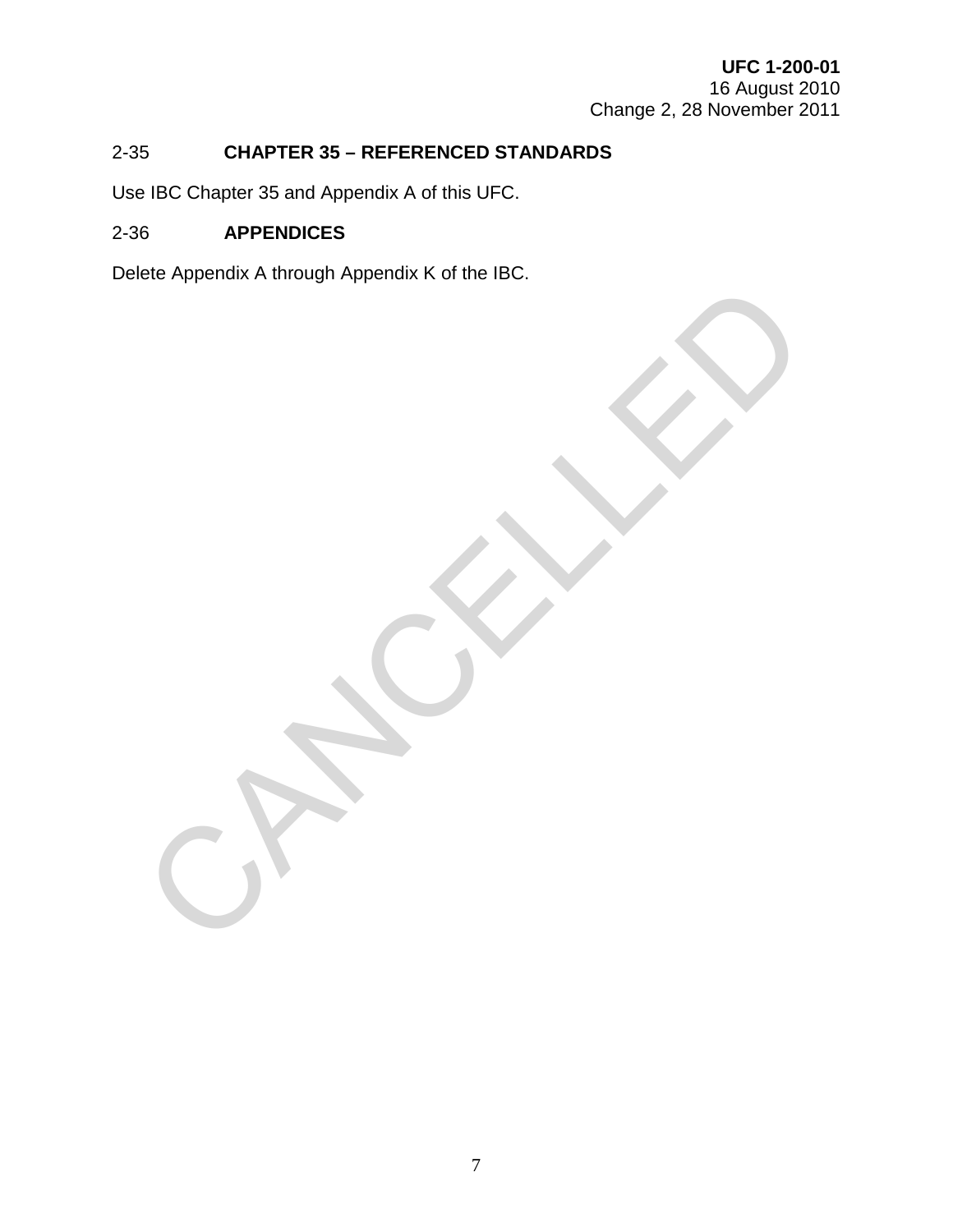## 2-35 CHAPTER 35 – REFERENCED STANDARDS

Use IBC Chapter 35 and Appendix A of this UFC.

## 2-36 APPENDICES

Delete Appendix A through Appendix K of the IBC.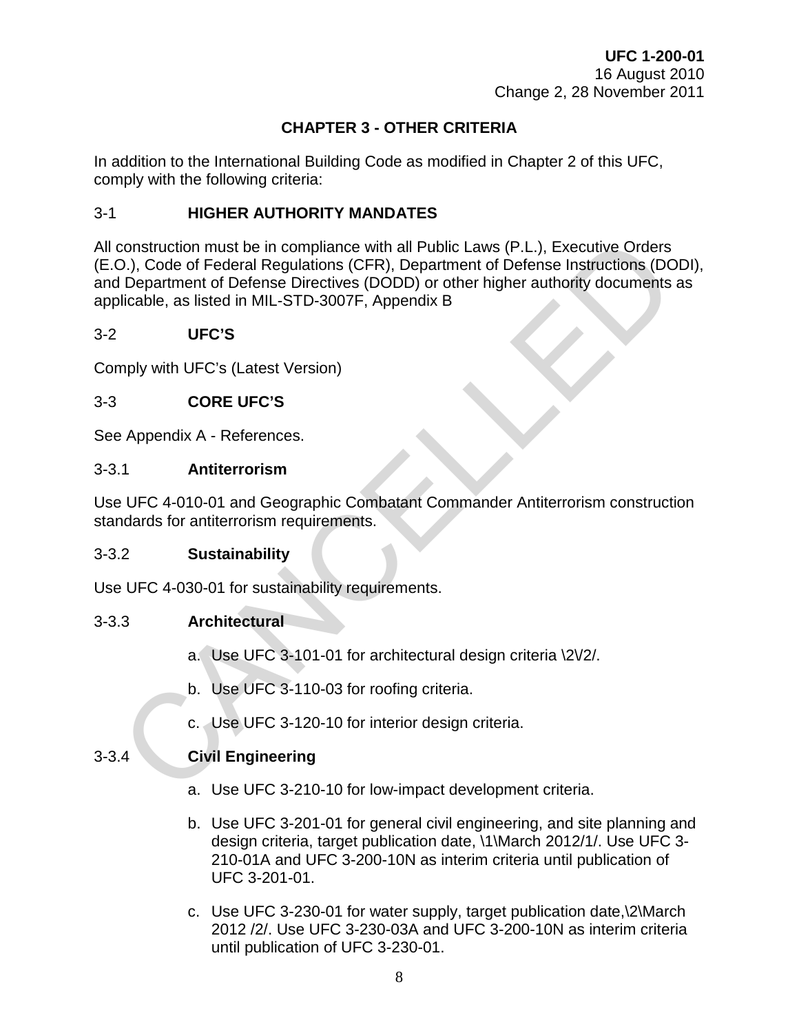# CHAPTER 3 - OTHER CRITERIA

In addition to the International Building Code as modified in Chapter 2 of this UFC, comply with the following criteria:

## 3-1 HIGHER AUTHORITY MANDATES

All construction must be in compliance with all Public Laws (P.L.), Executive Orders (E.O.), Code of Federal Regulations (CFR), Department of Defense Instructions (DODI), and Department of Defense Directives (DODD) or other higher authority documents as applicable, as listed in MIL-STD-3007F, Appendix B

## 3-2 UFC'S

Comply with UFC's (Latest Version)

## 3-3 CORE UFC'S

See Appendix A - References.

### 3-3.1 Antiterrorism

Use UFC 4-010-01 and Geographic Combatant Commander Antiterrorism construction standards for antiterrorism requirements.

### 3-3.2 Sustainability

Use UFC 4-030-01 for sustainability requirements.

### 3-3.3 Architectural

a. Use UFC 3-101-01 for architectural design criteria \2\/2/.

b. Use UFC 3-110-03 for roofing criteria.

c. Use UFC 3-120-10 for interior design criteria.

### 3-3.4 Civil Engineering

a. Use UFC 3-210-10 for low-impact development criteria.

b. Use UFC 3-201-01 for general civil engineering, and site planning and design criteria, target publication date, \1\March 2012/1/. Use UFC 3-210-01A and UFC 3-200-10N as interim criteria until publication of UFC 3-201-01.

c. Use UFC 3-230-01 for water supply, target publication date,\2\March 2012 /2/. Use UFC 3-230-03A and UFC 3-200-10N as interim criteria until publication of UFC 3-230-01.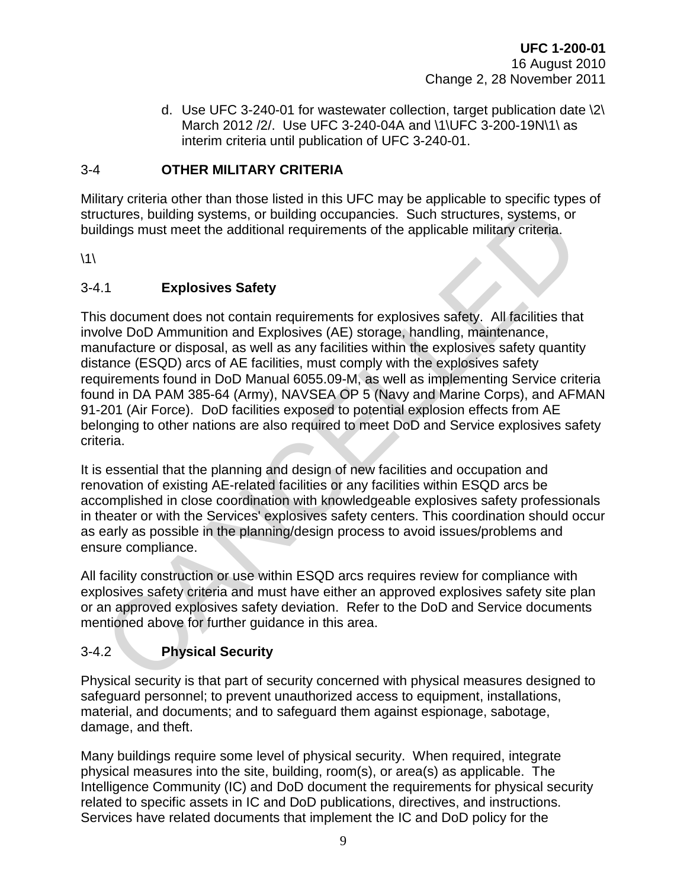d. Use UFC 3-240-01 for wastewater collection, target publication date \2\ March 2012 /2/. Use UFC 3-240-04A and \1\UFC 3-200-19N\1\ as interim criteria until publication of UFC 3-240-01.

## 3-4 OTHER MILITARY CRITERIA

Military criteria other than those listed in this UFC may be applicable to specific types of structures, building systems, or building occupancies. Such structures, systems, or buildings must meet the additional requirements of the applicable military criteria.

\1\

### 3-4.1 Explosives Safety

This document does not contain requirements for explosives safety. All facilities that involve DoD Ammunition and Explosives (AE) storage, handling, maintenance, manufacture or disposal, as well as any facilities within the explosives safety quantity distance (ESQD) arcs of AE facilities, must comply with the explosives safety requirements found in DoD Manual 6055.09-M, as well as implementing Service criteria found in DA PAM 385-64 (Army), NAVSEA OP 5 (Navy and Marine Corps), and AFMAN 91-201 (Air Force). DoD facilities exposed to potential explosion effects from AE belonging to other nations are also required to meet DoD and Service explosives safety criteria.

It is essential that the planning and design of new facilities and occupation and renovation of existing AE-related facilities or any facilities within ESQD arcs be accomplished in close coordination with knowledgeable explosives safety professionals in theater or with the Services' explosives safety centers. This coordination should occur as early as possible in the planning/design process to avoid issues/problems and ensure compliance.

All facility construction or use within ESQD arcs requires review for compliance with explosives safety criteria and must have either an approved explosives safety site plan or an approved explosives safety deviation. Refer to the DoD and Service documents mentioned above for further guidance in this area.

### 3-4.2 Physical Security

Physical security is that part of security concerned with physical measures designed to safeguard personnel; to prevent unauthorized access to equipment, installations, material, and documents; and to safeguard them against espionage, sabotage, damage, and theft.

Many buildings require some level of physical security. When required, integrate physical measures into the site, building, room(s), or area(s) as applicable. The Intelligence Community (IC) and DoD document the requirements for physical security related to specific assets in IC and DoD publications, directives, and instructions. Services have related documents that implement the IC and DoD policy for the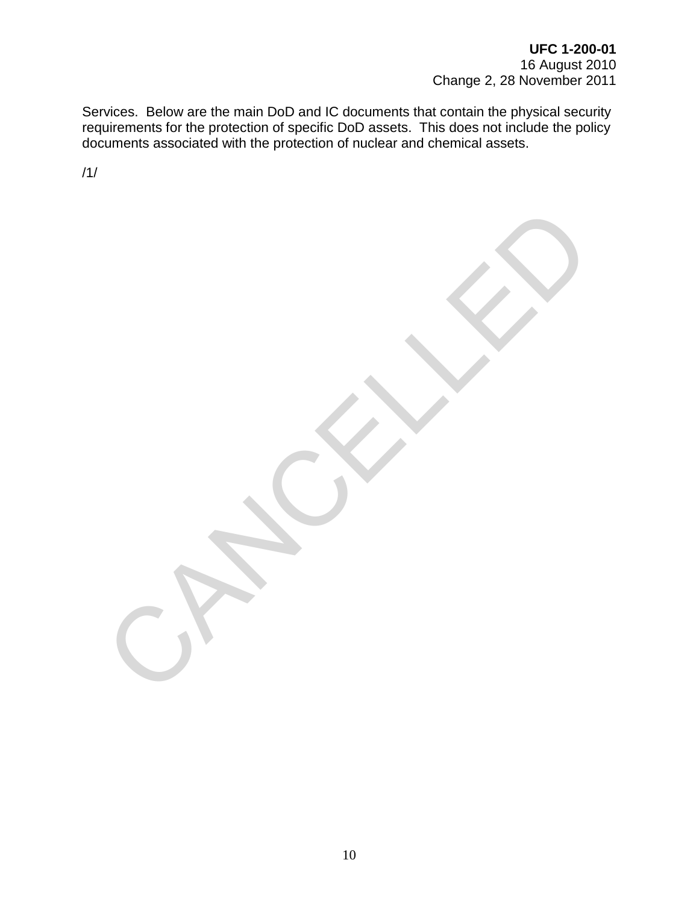Services. Below are the main DoD and IC documents that contain the physical security requirements for the protection of specific DoD assets. This does not include the policy documents associated with the protection of nuclear and chemical assets.

/1/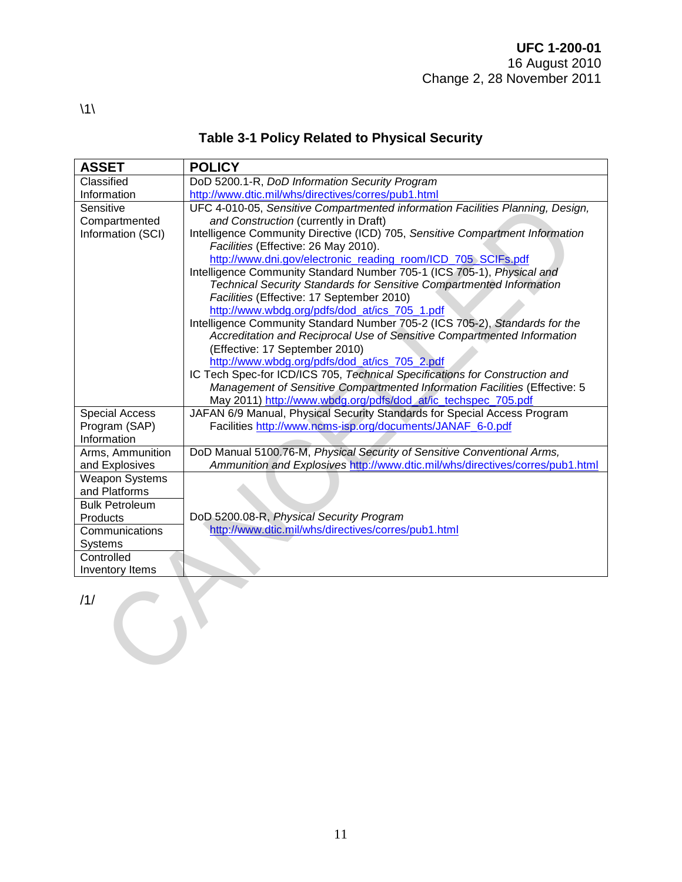\1\

**Table 3-1 Policy Related to Physical Security**

| ASSET | POLICY |
|---|---|
| Classified Information | DoD 5200.1-R, *DoD Information Security Program* http://www.dtic.mil/whs/directives/corres/pub1.html |
| Sensitive Compartmented Information (SCI) | UFC 4-010-05, *Sensitive Compartmented information Facilities Planning, Design, and Construction* (currently in Draft)<br>Intelligence Community Directive (ICD) 705, *Sensitive Compartment Information Facilities* (Effective: 26 May 2010). http://www.dni.gov/electronic_reading_room/ICD_705_SCIFs.pdf<br>Intelligence Community Standard Number 705-1 (ICS 705-1), *Physical and Technical Security Standards for Sensitive Compartmented Information Facilities* (Effective: 17 September 2010) http://www.wbdg.org/pdfs/dod_at/ics_705_1.pdf<br>Intelligence Community Standard Number 705-2 (ICS 705-2), *Standards for the Accreditation and Reciprocal Use of Sensitive Compartmented Information* (Effective: 17 September 2010) http://www.wbdg.org/pdfs/dod_at/ics_705_2.pdf<br>IC Tech Spec-for ICD/ICS 705, *Technical Specifications for Construction and Management of Sensitive Compartmented Information Facilities* (Effective: 5 May 2011) http://www.wbdg.org/pdfs/dod_at/ic_techspec_705.pdf |
| Special Access Program (SAP) Information | JAFAN 6/9 Manual, Physical Security Standards for Special Access Program Facilities http://www.ncms-isp.org/documents/JANAF_6-0.pdf |
| Arms, Ammunition and Explosives | DoD Manual 5100.76-M, *Physical Security of Sensitive Conventional Arms, Ammunition and Explosives* http://www.dtic.mil/whs/directives/corres/pub1.html |
| Weapon Systems and Platforms | DoD 5200.08-R, *Physical Security Program* http://www.dtic.mil/whs/directives/corres/pub1.html |
| Bulk Petroleum Products | |
| Communications Systems | |
| Controlled Inventory Items | |

/1/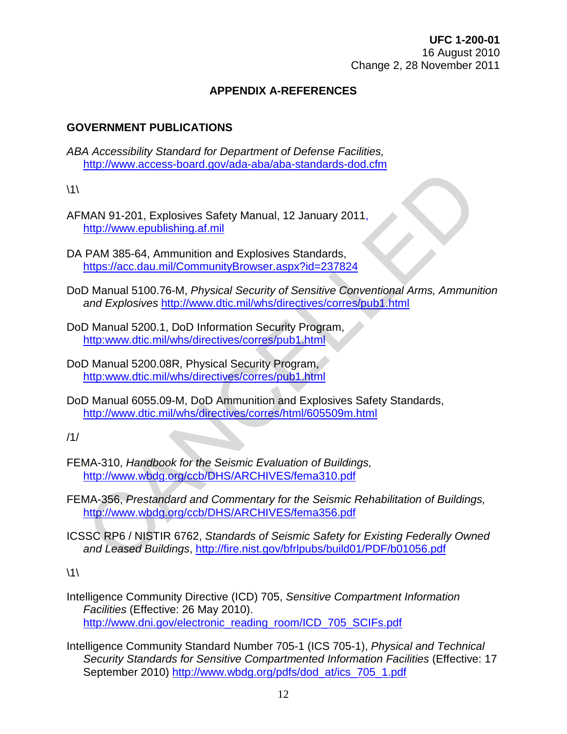## APPENDIX A-REFERENCES

### GOVERNMENT PUBLICATIONS

*ABA Accessibility Standard for Department of Defense Facilities,* http://www.access-board.gov/ada-aba/aba-standards-dod.cfm

\1\

AFMAN 91-201, Explosives Safety Manual, 12 January 2011, http://www.epublishing.af.mil

DA PAM 385-64, Ammunition and Explosives Standards, https://acc.dau.mil/CommunityBrowser.aspx?id=237824

DoD Manual 5100.76-M, *Physical Security of Sensitive Conventional Arms, Ammunition and Explosives* http://www.dtic.mil/whs/directives/corres/pub1.html

DoD Manual 5200.1, DoD Information Security Program, http:www.dtic.mil/whs/directives/corres/pub1.html

DoD Manual 5200.08R, Physical Security Program, http:www.dtic.mil/whs/directives/corres/pub1.html

DoD Manual 6055.09-M, DoD Ammunition and Explosives Safety Standards, http://www.dtic.mil/whs/directives/corres/html/605509m.html

/1/

FEMA-310, *Handbook for the Seismic Evaluation of Buildings,* http://www.wbdg.org/ccb/DHS/ARCHIVES/fema310.pdf

FEMA-356, *Prestandard and Commentary for the Seismic Rehabilitation of Buildings,* http://www.wbdg.org/ccb/DHS/ARCHIVES/fema356.pdf

ICSSC RP6 / NISTIR 6762, *Standards of Seismic Safety for Existing Federally Owned and Leased Buildings*, http://fire.nist.gov/bfrlpubs/build01/PDF/b01056.pdf

\1\

Intelligence Community Directive (ICD) 705, *Sensitive Compartment Information Facilities* (Effective: 26 May 2010). http://www.dni.gov/electronic_reading_room/ICD_705_SCIFs.pdf

Intelligence Community Standard Number 705-1 (ICS 705-1), *Physical and Technical Security Standards for Sensitive Compartmented Information Facilities* (Effective: 17 September 2010) http://www.wbdg.org/pdfs/dod_at/ics_705_1.pdf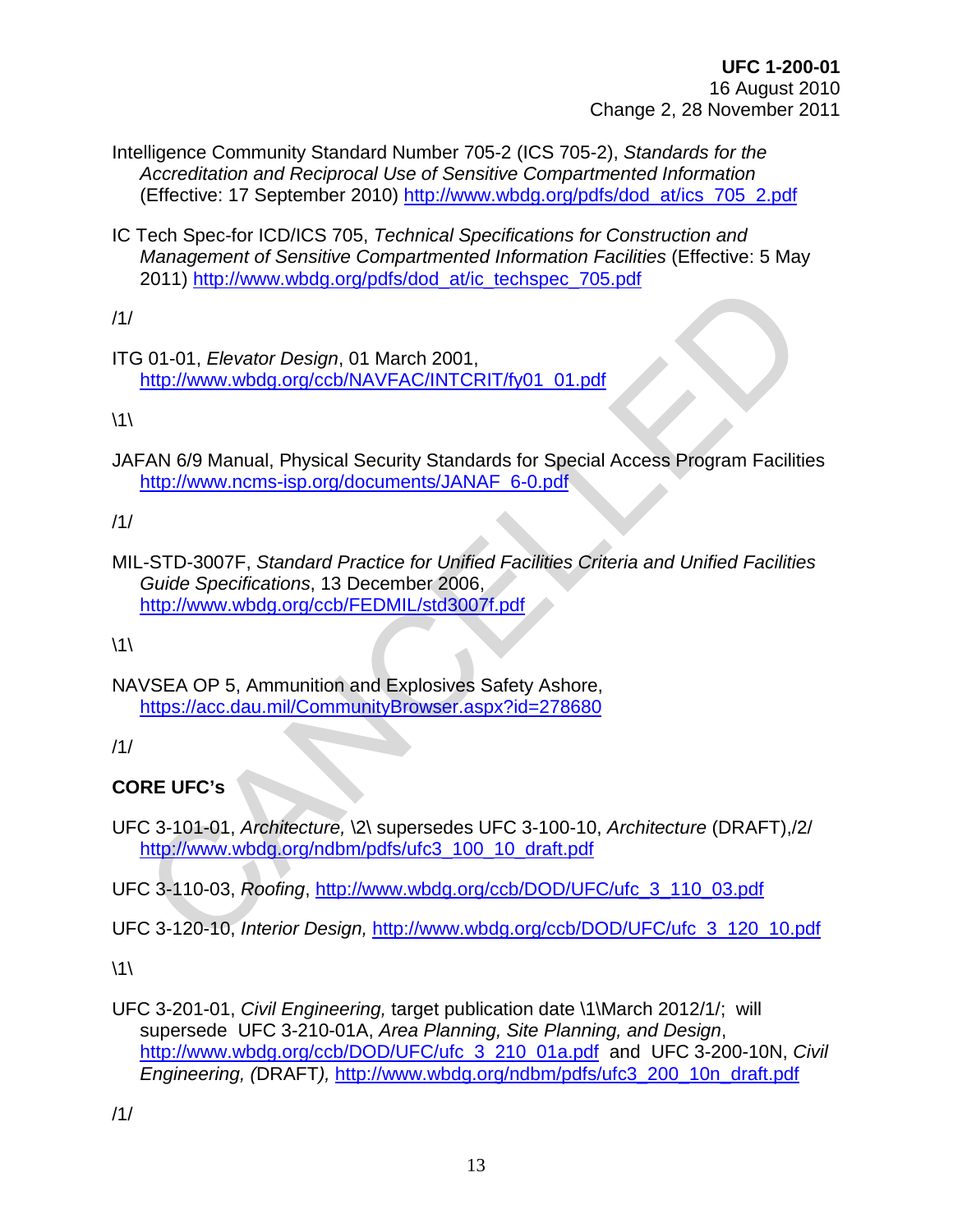Intelligence Community Standard Number 705-2 (ICS 705-2), *Standards for the Accreditation and Reciprocal Use of Sensitive Compartmented Information* (Effective: 17 September 2010) http://www.wbdg.org/pdfs/dod_at/ics_705_2.pdf

IC Tech Spec-for ICD/ICS 705, *Technical Specifications for Construction and Management of Sensitive Compartmented Information Facilities* (Effective: 5 May 2011) http://www.wbdg.org/pdfs/dod_at/ic_techspec_705.pdf

/1/

ITG 01-01, *Elevator Design*, 01 March 2001, http://www.wbdg.org/ccb/NAVFAC/INTCRIT/fy01_01.pdf

\1\

JAFAN 6/9 Manual, Physical Security Standards for Special Access Program Facilities http://www.ncms-isp.org/documents/JANAF_6-0.pdf

/1/

MIL-STD-3007F, *Standard Practice for Unified Facilities Criteria and Unified Facilities Guide Specifications*, 13 December 2006, http://www.wbdg.org/ccb/FEDMIL/std3007f.pdf

\1\

NAVSEA OP 5, Ammunition and Explosives Safety Ashore, https://acc.dau.mil/CommunityBrowser.aspx?id=278680

/1/

**CORE UFC's**

UFC 3-101-01, *Architecture,* \2\ supersedes UFC 3-100-10, *Architecture* (DRAFT),/2/ http://www.wbdg.org/ndbm/pdfs/ufc3_100_10_draft.pdf

UFC 3-110-03, *Roofing*, http://www.wbdg.org/ccb/DOD/UFC/ufc_3_110_03.pdf

UFC 3-120-10, *Interior Design,* http://www.wbdg.org/ccb/DOD/UFC/ufc_3_120_10.pdf

\1\

UFC 3-201-01, *Civil Engineering,* target publication date \1\March 2012/1/; will supersede UFC 3-210-01A, *Area Planning, Site Planning, and Design*, http://www.wbdg.org/ccb/DOD/UFC/ufc_3_210_01a.pdf and UFC 3-200-10N, *Civil Engineering, (*DRAFT*),* http://www.wbdg.org/ndbm/pdfs/ufc3_200_10n_draft.pdf

/1/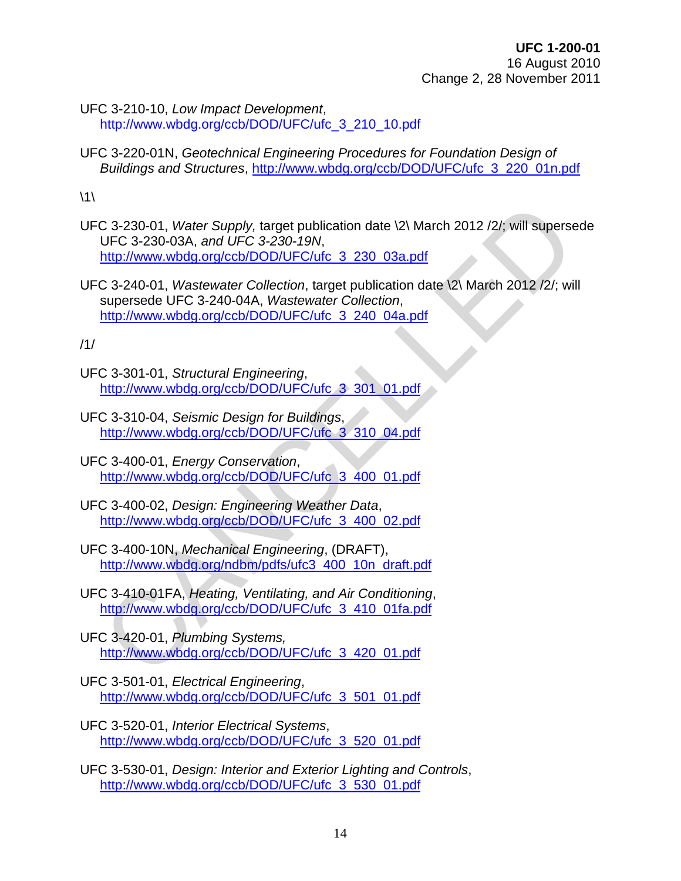UFC 3-210-10, *Low Impact Development*, http://www.wbdg.org/ccb/DOD/UFC/ufc_3_210_10.pdf

UFC 3-220-01N, *Geotechnical Engineering Procedures for Foundation Design of Buildings and Structures*, http://www.wbdg.org/ccb/DOD/UFC/ufc_3_220_01n.pdf

\1\

UFC 3-230-01, *Water Supply,* target publication date \2\ March 2012 /2/; will supersede UFC 3-230-03A, *and UFC 3-230-19N*, http://www.wbdg.org/ccb/DOD/UFC/ufc_3_230_03a.pdf

UFC 3-240-01, *Wastewater Collection*, target publication date \2\ March 2012 /2/; will supersede UFC 3-240-04A, *Wastewater Collection*, http://www.wbdg.org/ccb/DOD/UFC/ufc_3_240_04a.pdf

/1/

UFC 3-301-01, *Structural Engineering*, http://www.wbdg.org/ccb/DOD/UFC/ufc_3_301_01.pdf

UFC 3-310-04, *Seismic Design for Buildings*, http://www.wbdg.org/ccb/DOD/UFC/ufc_3_310_04.pdf

UFC 3-400-01, *Energy Conservation*, http://www.wbdg.org/ccb/DOD/UFC/ufc_3_400_01.pdf

UFC 3-400-02, *Design: Engineering Weather Data*, http://www.wbdg.org/ccb/DOD/UFC/ufc_3_400_02.pdf

UFC 3-400-10N, *Mechanical Engineering*, (DRAFT), http://www.wbdg.org/ndbm/pdfs/ufc3_400_10n_draft.pdf

UFC 3-410-01FA, *Heating, Ventilating, and Air Conditioning*, http://www.wbdg.org/ccb/DOD/UFC/ufc_3_410_01fa.pdf

UFC 3-420-01, *Plumbing Systems,* http://www.wbdg.org/ccb/DOD/UFC/ufc_3_420_01.pdf

UFC 3-501-01, *Electrical Engineering*, http://www.wbdg.org/ccb/DOD/UFC/ufc_3_501_01.pdf

UFC 3-520-01, *Interior Electrical Systems*, http://www.wbdg.org/ccb/DOD/UFC/ufc_3_520_01.pdf

UFC 3-530-01, *Design: Interior and Exterior Lighting and Controls*, http://www.wbdg.org/ccb/DOD/UFC/ufc_3_530_01.pdf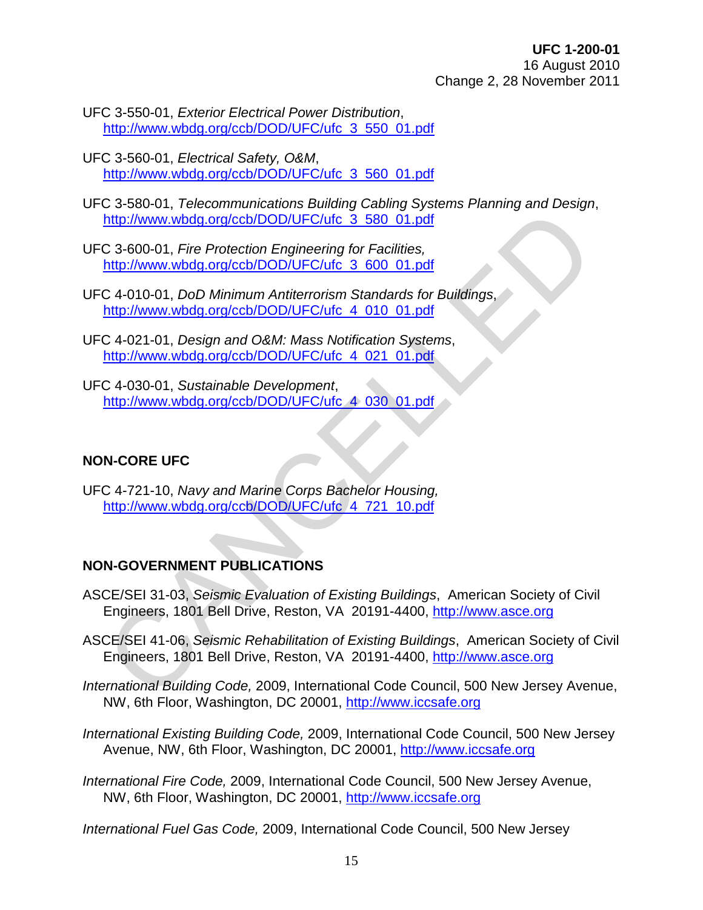UFC 3-550-01, *Exterior Electrical Power Distribution*,
http://www.wbdg.org/ccb/DOD/UFC/ufc_3_550_01.pdf

UFC 3-560-01, *Electrical Safety, O&M*,
http://www.wbdg.org/ccb/DOD/UFC/ufc_3_560_01.pdf

UFC 3-580-01, *Telecommunications Building Cabling Systems Planning and Design*,
http://www.wbdg.org/ccb/DOD/UFC/ufc_3_580_01.pdf

UFC 3-600-01, *Fire Protection Engineering for Facilities,*
http://www.wbdg.org/ccb/DOD/UFC/ufc_3_600_01.pdf

UFC 4-010-01, *DoD Minimum Antiterrorism Standards for Buildings*,
http://www.wbdg.org/ccb/DOD/UFC/ufc_4_010_01.pdf

UFC 4-021-01, *Design and O&M: Mass Notification Systems*,
http://www.wbdg.org/ccb/DOD/UFC/ufc_4_021_01.pdf

UFC 4-030-01, *Sustainable Development*,
http://www.wbdg.org/ccb/DOD/UFC/ufc_4_030_01.pdf

**NON-CORE UFC**

UFC 4-721-10, *Navy and Marine Corps Bachelor Housing,*
http://www.wbdg.org/ccb/DOD/UFC/ufc_4_721_10.pdf

**NON-GOVERNMENT PUBLICATIONS**

ASCE/SEI 31-03, *Seismic Evaluation of Existing Buildings*, American Society of Civil Engineers, 1801 Bell Drive, Reston, VA 20191-4400, http://www.asce.org

ASCE/SEI 41-06, *Seismic Rehabilitation of Existing Buildings*, American Society of Civil Engineers, 1801 Bell Drive, Reston, VA 20191-4400, http://www.asce.org

*International Building Code,* 2009, International Code Council, 500 New Jersey Avenue, NW, 6th Floor, Washington, DC 20001, http://www.iccsafe.org

*International Existing Building Code,* 2009, International Code Council, 500 New Jersey Avenue, NW, 6th Floor, Washington, DC 20001, http://www.iccsafe.org

*International Fire Code,* 2009, International Code Council, 500 New Jersey Avenue, NW, 6th Floor, Washington, DC 20001, http://www.iccsafe.org

*International Fuel Gas Code,* 2009, International Code Council, 500 New Jersey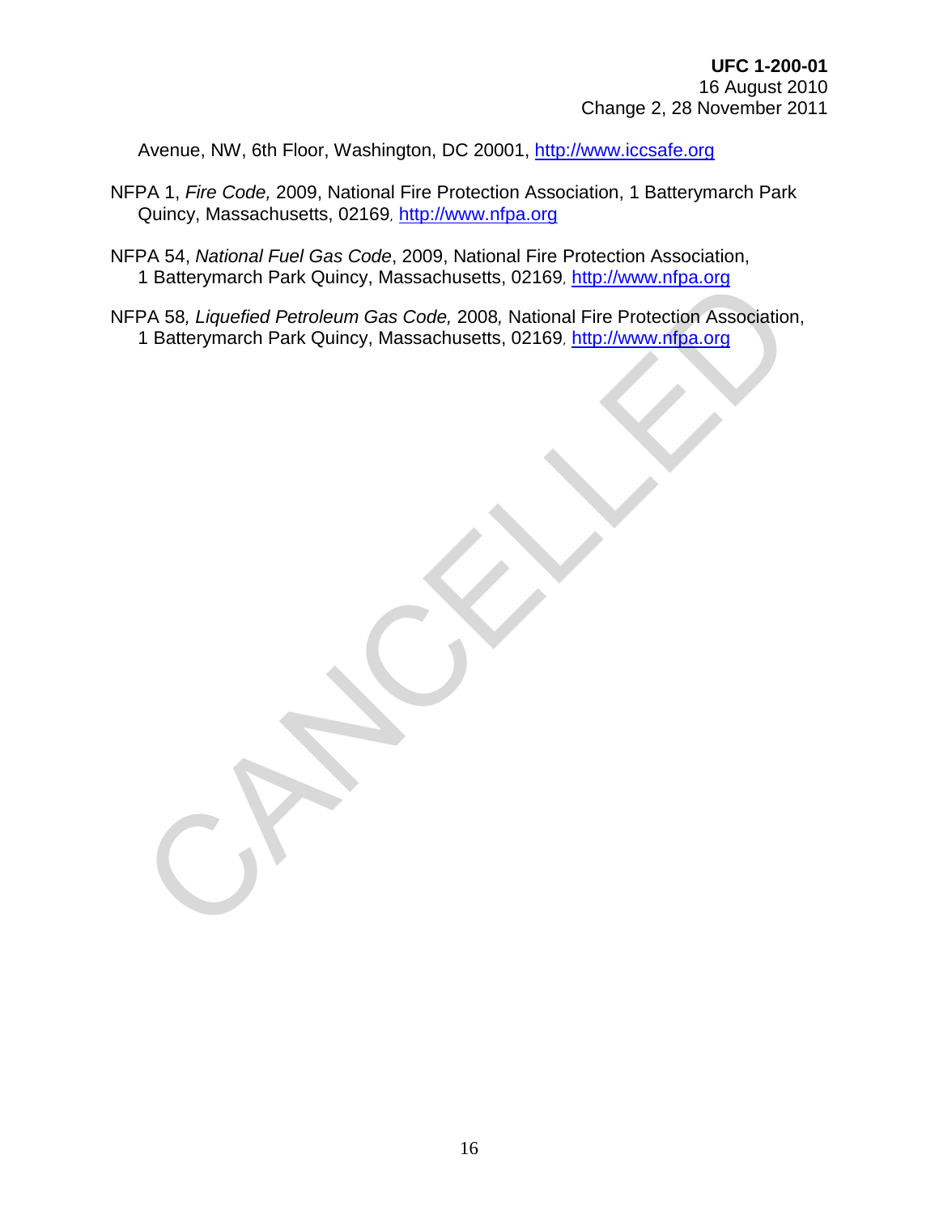Avenue, NW, 6th Floor, Washington, DC 20001, http://www.iccsafe.org

NFPA 1, *Fire Code,* 2009, National Fire Protection Association, 1 Batterymarch Park Quincy, Massachusetts, 02169, http://www.nfpa.org

NFPA 54, *National Fuel Gas Code*, 2009, National Fire Protection Association, 1 Batterymarch Park Quincy, Massachusetts, 02169, http://www.nfpa.org

NFPA 58*, Liquefied Petroleum Gas Code,* 2008*,* National Fire Protection Association, 1 Batterymarch Park Quincy, Massachusetts, 02169, http://www.nfpa.org

CANCELLED